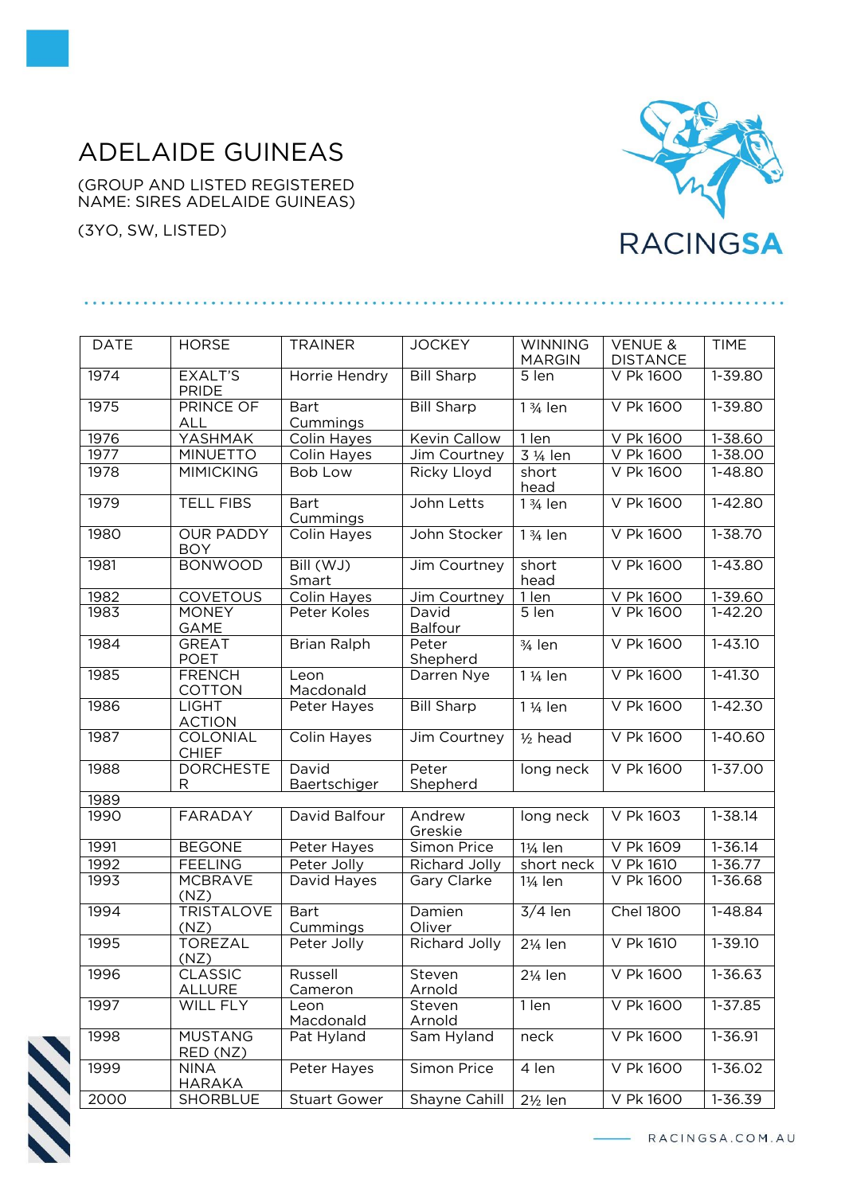# ADELAIDE GUINEAS

(GROUP AND LISTED REGISTERED NAME: SIRES ADELAIDE GUINEAS)

(3YO, SW, LISTED)

| DATE | HORSE | TRAINER | JOCKEY | WINNING MARGIN | VENUE & DISTANCE | TIME |
|---|---|---|---|---|---|---|
| 1974 | EXALT'S PRIDE | Horrie Hendry | Bill Sharp | 5 len | V Pk 1600 | 1-39.80 |
| 1975 | PRINCE OF ALL | Bart Cummings | Bill Sharp | 1 ¾ len | V Pk 1600 | 1-39.80 |
| 1976 | YASHMAK | Colin Hayes | Kevin Callow | 1 len | V Pk 1600 | 1-38.60 |
| 1977 | MINUETTO | Colin Hayes | Jim Courtney | 3 ¼ len | V Pk 1600 | 1-38.00 |
| 1978 | MIMICKING | Bob Low | Ricky Lloyd | short head | V Pk 1600 | 1-48.80 |
| 1979 | TELL FIBS | Bart Cummings | John Letts | 1 ¾ len | V Pk 1600 | 1-42.80 |
| 1980 | OUR PADDY BOY | Colin Hayes | John Stocker | 1 ¾ len | V Pk 1600 | 1-38.70 |
| 1981 | BONWOOD | Bill (WJ) Smart | Jim Courtney | short head | V Pk 1600 | 1-43.80 |
| 1982 | COVETOUS | Colin Hayes | Jim Courtney | 1 len | V Pk 1600 | 1-39.60 |
| 1983 | MONEY GAME | Peter Koles | David Balfour | 5 len | V Pk 1600 | 1-42.20 |
| 1984 | GREAT POET | Brian Ralph | Peter Shepherd | ¾ len | V Pk 1600 | 1-43.10 |
| 1985 | FRENCH COTTON | Leon Macdonald | Darren Nye | 1 ¼ len | V Pk 1600 | 1-41.30 |
| 1986 | LIGHT ACTION | Peter Hayes | Bill Sharp | 1 ¼ len | V Pk 1600 | 1-42.30 |
| 1987 | COLONIAL CHIEF | Colin Hayes | Jim Courtney | ½ head | V Pk 1600 | 1-40.60 |
| 1988 | DORCHESTER | David Baertschiger | Peter Shepherd | long neck | V Pk 1600 | 1-37.00 |
| 1989 | | | | | | |
| 1990 | FARADAY | David Balfour | Andrew Greskie | long neck | V Pk 1603 | 1-38.14 |
| 1991 | BEGONE | Peter Hayes | Simon Price | 1¼ len | V Pk 1609 | 1-36.14 |
| 1992 | FEELING | Peter Jolly | Richard Jolly | short neck | V Pk 1610 | 1-36.77 |
| 1993 | MCBRAVE (NZ) | David Hayes | Gary Clarke | 1¼ len | V Pk 1600 | 1-36.68 |
| 1994 | TRISTALOVE (NZ) | Bart Cummings | Damien Oliver | 3/4 len | Chel 1800 | 1-48.84 |
| 1995 | TOREZAL (NZ) | Peter Jolly | Richard Jolly | 2¼ len | V Pk 1610 | 1-39.10 |
| 1996 | CLASSIC ALLURE | Russell Cameron | Steven Arnold | 2¼ len | V Pk 1600 | 1-36.63 |
| 1997 | WILL FLY | Leon Macdonald | Steven Arnold | 1 len | V Pk 1600 | 1-37.85 |
| 1998 | MUSTANG RED (NZ) | Pat Hyland | Sam Hyland | neck | V Pk 1600 | 1-36.91 |
| 1999 | NINA HARAKA | Peter Hayes | Simon Price | 4 len | V Pk 1600 | 1-36.02 |
| 2000 | SHORBLUE | Stuart Gower | Shayne Cahill | 2½ len | V Pk 1600 | 1-36.39 |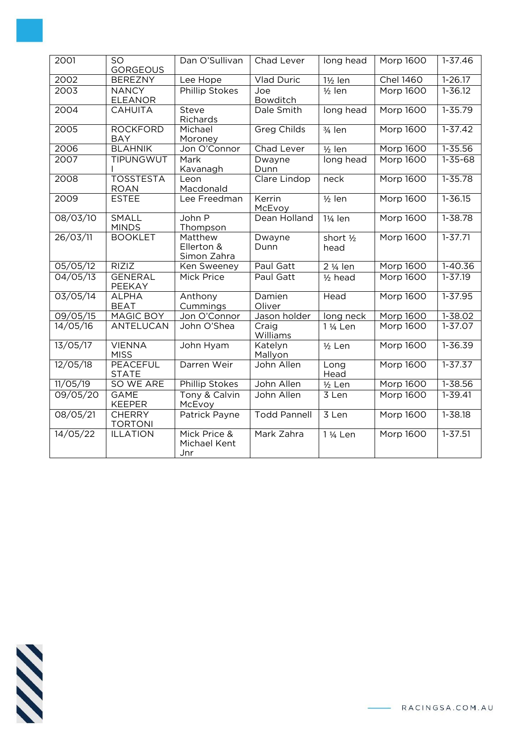| | | | | | | |
|---|---|---|---|---|---|---|
| 2001 | SO GORGEOUS | Dan O'Sullivan | Chad Lever | long head | Morp 1600 | 1-37.46 |
| 2002 | BEREZNY | Lee Hope | Vlad Duric | 1½ len | Chel 1460 | 1-26.17 |
| 2003 | NANCY ELEANOR | Phillip Stokes | Joe Bowditch | ½ len | Morp 1600 | 1-36.12 |
| 2004 | CAHUITA | Steve Richards | Dale Smith | long head | Morp 1600 | 1-35.79 |
| 2005 | ROCKFORD BAY | Michael Moroney | Greg Childs | ¾ len | Morp 1600 | 1-37.42 |
| 2006 | BLAHNIK | Jon O'Connor | Chad Lever | ½ len | Morp 1600 | 1-35.56 |
| 2007 | TIPUNGWUT I | Mark Kavanagh | Dwayne Dunn | long head | Morp 1600 | 1-35-68 |
| 2008 | TOSSTESTA ROAN | Leon Macdonald | Clare Lindop | neck | Morp 1600 | 1-35.78 |
| 2009 | ESTEE | Lee Freedman | Kerrin McEvoy | ½ len | Morp 1600 | 1-36.15 |
| 08/03/10 | SMALL MINDS | John P Thompson | Dean Holland | 1¼ len | Morp 1600 | 1-38.78 |
| 26/03/11 | BOOKLET | Matthew Ellerton & Simon Zahra | Dwayne Dunn | short ½ head | Morp 1600 | 1-37.71 |
| 05/05/12 | RIZIZ | Ken Sweeney | Paul Gatt | 2 ¼ len | Morp 1600 | 1-40.36 |
| 04/05/13 | GENERAL PEEKAY | Mick Price | Paul Gatt | ½ head | Morp 1600 | 1-37.19 |
| 03/05/14 | ALPHA BEAT | Anthony Cummings | Damien Oliver | Head | Morp 1600 | 1-37.95 |
| 09/05/15 | MAGIC BOY | Jon O'Connor | Jason holder | long neck | Morp 1600 | 1-38.02 |
| 14/05/16 | ANTELUCAN | John O'Shea | Craig Williams | 1 ¼ Len | Morp 1600 | 1-37.07 |
| 13/05/17 | VIENNA MISS | John Hyam | Katelyn Mallyon | ½ Len | Morp 1600 | 1-36.39 |
| 12/05/18 | PEACEFUL STATE | Darren Weir | John Allen | Long Head | Morp 1600 | 1-37.37 |
| 11/05/19 | SO WE ARE | Phillip Stokes | John Allen | ½ Len | Morp 1600 | 1-38.56 |
| 09/05/20 | GAME KEEPER | Tony & Calvin McEvoy | John Allen | 3 Len | Morp 1600 | 1-39.41 |
| 08/05/21 | CHERRY TORTONI | Patrick Payne | Todd Pannell | 3 Len | Morp 1600 | 1-38.18 |
| 14/05/22 | ILLATION | Mick Price & Michael Kent Jnr | Mark Zahra | 1 ¼ Len | Morp 1600 | 1-37.51 |